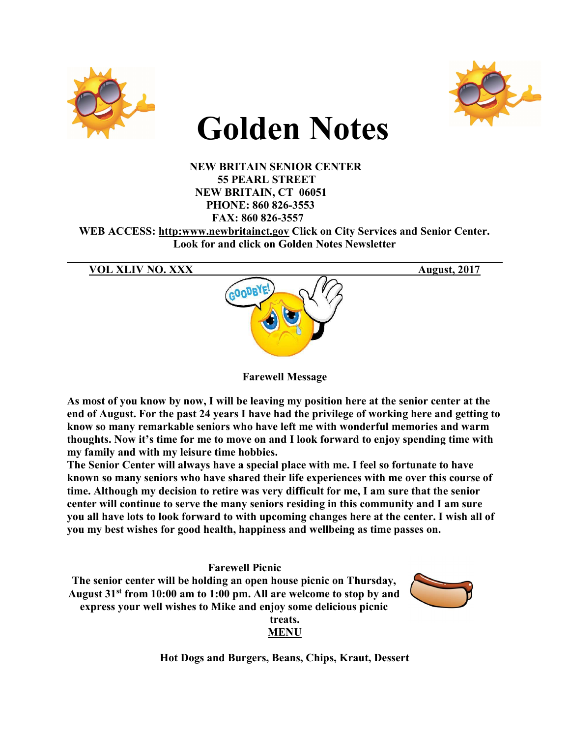# Golden Notes

**NEW BRITAIN SENIOR CENTER**
**55 PEARL STREET**
**NEW BRITAIN, CT 06051**
**PHONE: 860 826-3553**
**FAX: 860 826-3557**
**WEB ACCESS: http:www.newbritainct.gov Click on City Services and Senior Center. Look for and click on Golden Notes Newsletter**

**VOL XLIV NO. XXX** **August, 2017**

**Farewell Message**

**As most of you know by now, I will be leaving my position here at the senior center at the end of August. For the past 24 years I have had the privilege of working here and getting to know so many remarkable seniors who have left me with wonderful memories and warm thoughts. Now it's time for me to move on and I look forward to enjoy spending time with my family and with my leisure time hobbies.**

**The Senior Center will always have a special place with me. I feel so fortunate to have known so many seniors who have shared their life experiences with me over this course of time. Although my decision to retire was very difficult for me, I am sure that the senior center will continue to serve the many seniors residing in this community and I am sure you all have lots to look forward to with upcoming changes here at the center. I wish all of you my best wishes for good health, happiness and wellbeing as time passes on.**

**Farewell Picnic**

**The senior center will be holding an open house picnic on Thursday, August 31st from 10:00 am to 1:00 pm. All are welcome to stop by and express your well wishes to Mike and enjoy some delicious picnic treats.**

**MENU**

**Hot Dogs and Burgers, Beans, Chips, Kraut, Dessert**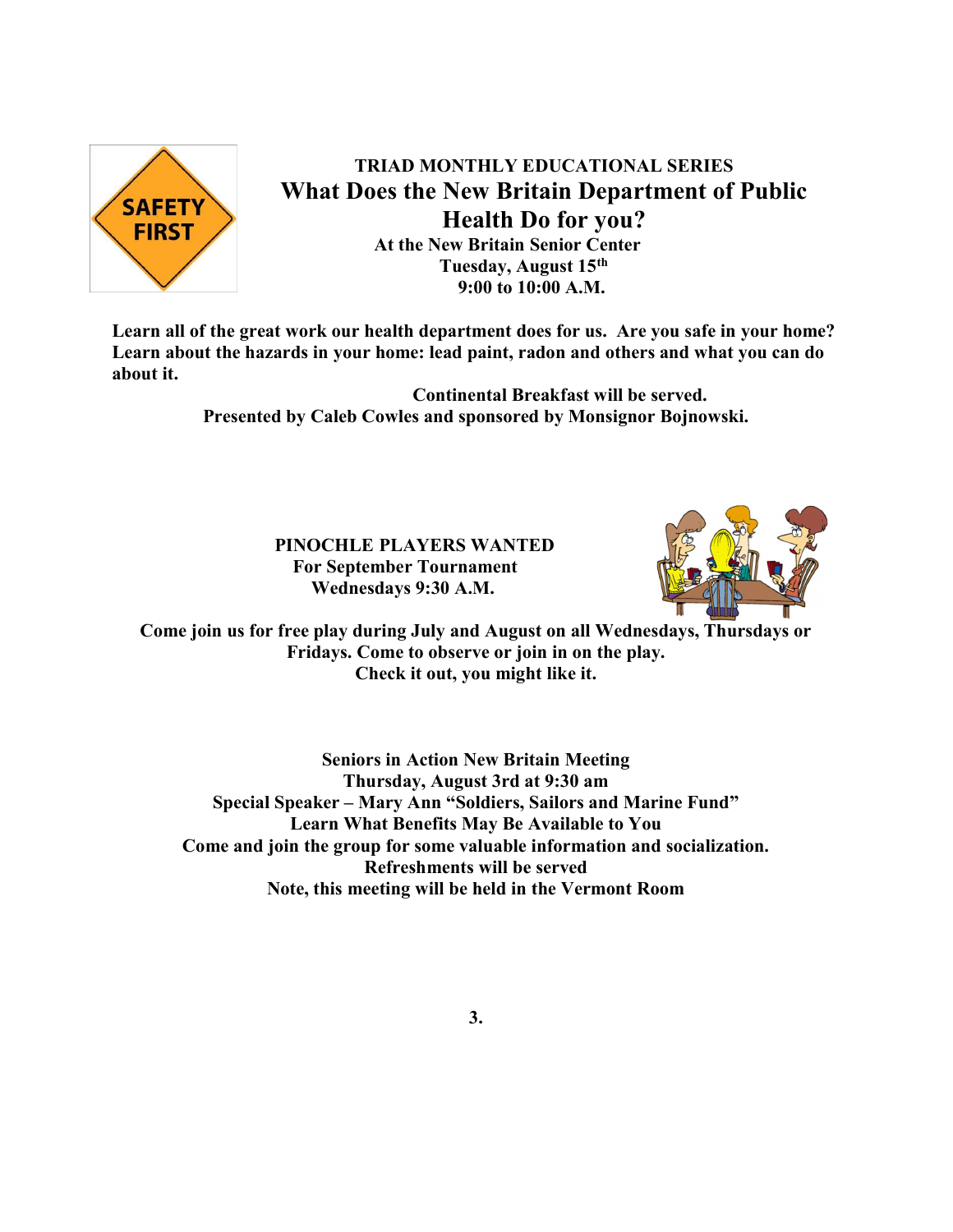**TRIAD MONTHLY EDUCATIONAL SERIES**

# What Does the New Britain Department of Public Health Do for you?

**At the New Britain Senior Center**
**Tuesday, August 15th**
**9:00 to 10:00 A.M.**

**Learn all of the great work our health department does for us. Are you safe in your home? Learn about the hazards in your home: lead paint, radon and others and what you can do about it.**

**Continental Breakfast will be served.**
**Presented by Caleb Cowles and sponsored by Monsignor Bojnowski.**

**PINOCHLE PLAYERS WANTED**
**For September Tournament**
**Wednesdays 9:30 A.M.**

**Come join us for free play during July and August on all Wednesdays, Thursdays or Fridays. Come to observe or join in on the play.**
**Check it out, you might like it.**

**Seniors in Action New Britain Meeting**
**Thursday, August 3rd at 9:30 am**
**Special Speaker – Mary Ann "Soldiers, Sailors and Marine Fund"**
**Learn What Benefits May Be Available to You**
**Come and join the group for some valuable information and socialization.**
**Refreshments will be served**
**Note, this meeting will be held in the Vermont Room**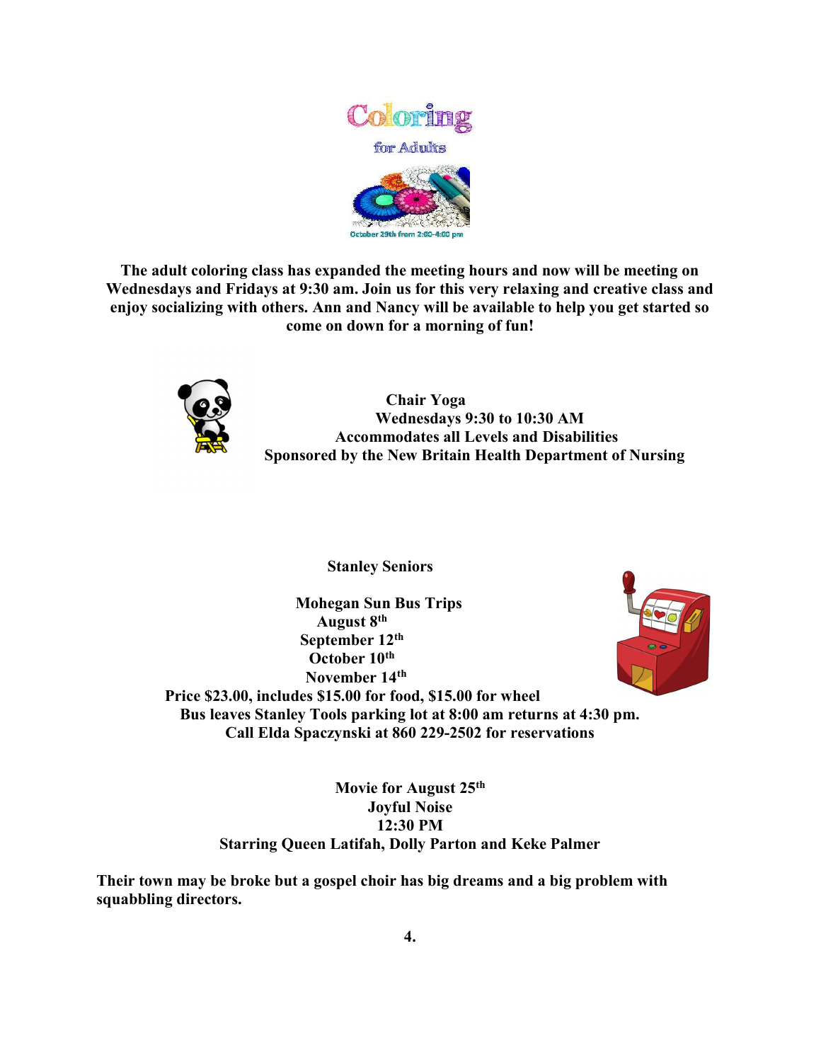Coloring

for Adults

October 29th from 2:00-4:00 pm

**The adult coloring class has expanded the meeting hours and now will be meeting on Wednesdays and Fridays at 9:30 am. Join us for this very relaxing and creative class and enjoy socializing with others. Ann and Nancy will be available to help you get started so come on down for a morning of fun!**

**Chair Yoga**
**Wednesdays 9:30 to 10:30 AM**
**Accommodates all Levels and Disabilities**
**Sponsored by the New Britain Health Department of Nursing**

**Stanley Seniors**

**Mohegan Sun Bus Trips**
**August 8th**
**September 12th**
**October 10th**
**November 14th**
**Price $23.00, includes $15.00 for food, $15.00 for wheel**
**Bus leaves Stanley Tools parking lot at 8:00 am returns at 4:30 pm.**
**Call Elda Spaczynski at 860 229-2502 for reservations**

**Movie for August 25th**
**Joyful Noise**
**12:30 PM**
**Starring Queen Latifah, Dolly Parton and Keke Palmer**

**Their town may be broke but a gospel choir has big dreams and a big problem with squabbling directors.**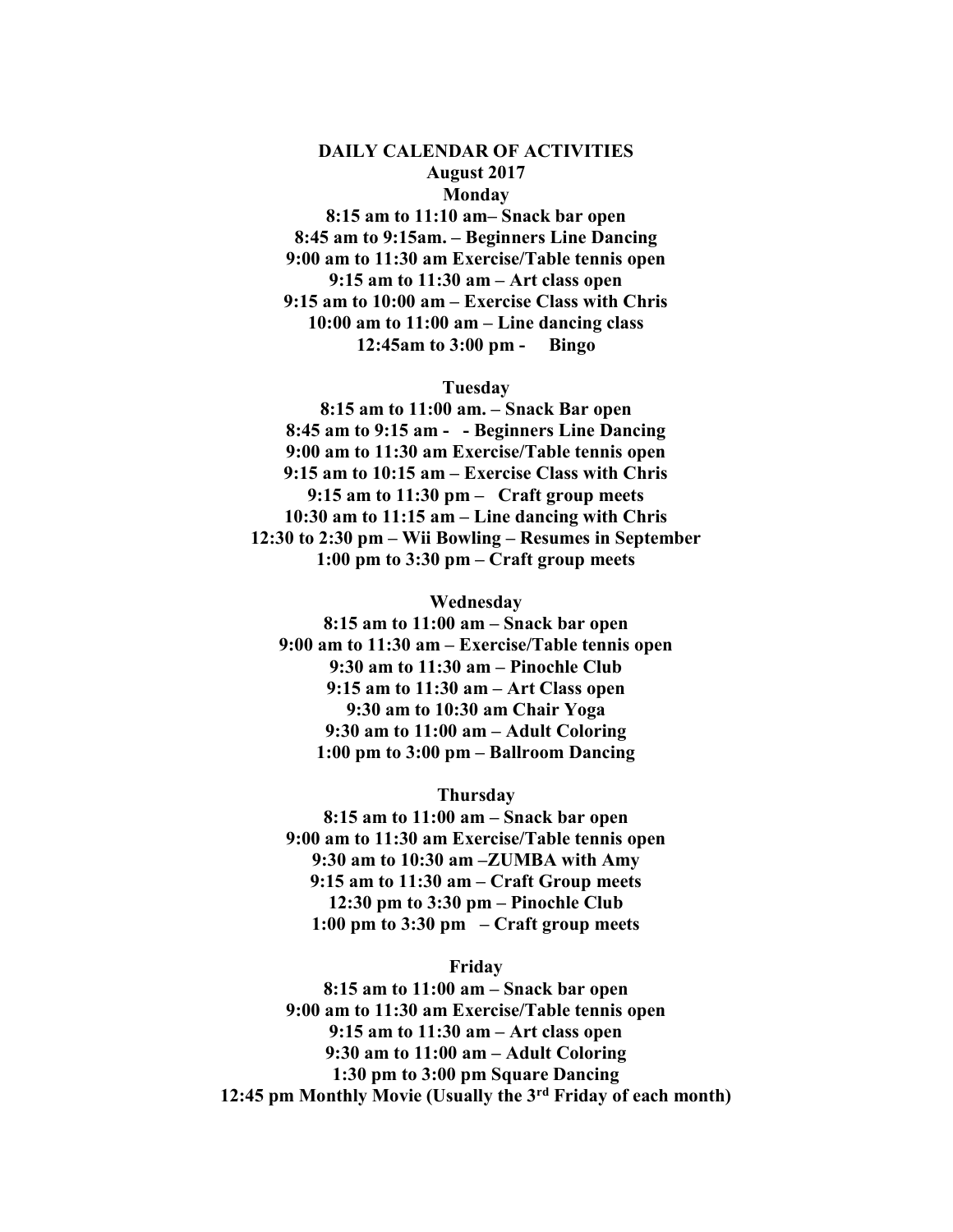# DAILY CALENDAR OF ACTIVITIES

## August 2017

### Monday

**8:15 am to 11:10 am– Snack bar open**
**8:45 am to 9:15am. – Beginners Line Dancing**
**9:00 am to 11:30 am Exercise/Table tennis open**
**9:15 am to 11:30 am – Art class open**
**9:15 am to 10:00 am – Exercise Class with Chris**
**10:00 am to 11:00 am – Line dancing class**
**12:45am to 3:00 pm - Bingo**

### Tuesday

**8:15 am to 11:00 am. – Snack Bar open**
**8:45 am to 9:15 am - - Beginners Line Dancing**
**9:00 am to 11:30 am Exercise/Table tennis open**
**9:15 am to 10:15 am – Exercise Class with Chris**
**9:15 am to 11:30 pm – Craft group meets**
**10:30 am to 11:15 am – Line dancing with Chris**
**12:30 to 2:30 pm – Wii Bowling – Resumes in September**
**1:00 pm to 3:30 pm – Craft group meets**

### Wednesday

**8:15 am to 11:00 am – Snack bar open**
**9:00 am to 11:30 am – Exercise/Table tennis open**
**9:30 am to 11:30 am – Pinochle Club**
**9:15 am to 11:30 am – Art Class open**
**9:30 am to 10:30 am Chair Yoga**
**9:30 am to 11:00 am – Adult Coloring**
**1:00 pm to 3:00 pm – Ballroom Dancing**

### Thursday

**8:15 am to 11:00 am – Snack bar open**
**9:00 am to 11:30 am Exercise/Table tennis open**
**9:30 am to 10:30 am –ZUMBA with Amy**
**9:15 am to 11:30 am – Craft Group meets**
**12:30 pm to 3:30 pm – Pinochle Club**
**1:00 pm to 3:30 pm – Craft group meets**

### Friday

**8:15 am to 11:00 am – Snack bar open**
**9:00 am to 11:30 am Exercise/Table tennis open**
**9:15 am to 11:30 am – Art class open**
**9:30 am to 11:00 am – Adult Coloring**
**1:30 pm to 3:00 pm Square Dancing**
**12:45 pm Monthly Movie (Usually the 3rd Friday of each month)**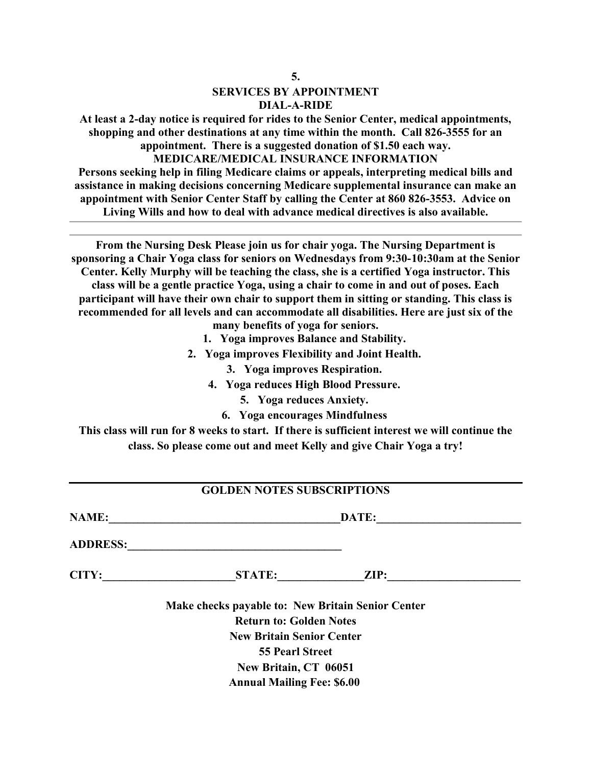## SERVICES BY APPOINTMENT

### DIAL-A-RIDE

**At least a 2-day notice is required for rides to the Senior Center, medical appointments, shopping and other destinations at any time within the month. Call 826-3555 for an appointment. There is a suggested donation of $1.50 each way.**

### MEDICARE/MEDICAL INSURANCE INFORMATION

**Persons seeking help in filing Medicare claims or appeals, interpreting medical bills and assistance in making decisions concerning Medicare supplemental insurance can make an appointment with Senior Center Staff by calling the Center at 860 826-3553. Advice on Living Wills and how to deal with advance medical directives is also available.**

---

**From the Nursing Desk Please join us for chair yoga. The Nursing Department is sponsoring a Chair Yoga class for seniors on Wednesdays from 9:30-10:30am at the Senior Center. Kelly Murphy will be teaching the class, she is a certified Yoga instructor. This class will be a gentle practice Yoga, using a chair to come in and out of poses. Each participant will have their own chair to support them in sitting or standing. This class is recommended for all levels and can accommodate all disabilities. Here are just six of the many benefits of yoga for seniors.**

1. **Yoga improves Balance and Stability.**
2. **Yoga improves Flexibility and Joint Health.**
3. **Yoga improves Respiration.**
4. **Yoga reduces High Blood Pressure.**
5. **Yoga reduces Anxiety.**
6. **Yoga encourages Mindfulness**

**This class will run for 8 weeks to start. If there is sufficient interest we will continue the class. So please come out and meet Kelly and give Chair Yoga a try!**

---

### GOLDEN NOTES SUBSCRIPTIONS

**NAME:**\_\_\_\_\_\_\_\_\_\_\_\_\_\_\_\_\_\_\_\_\_\_\_\_\_\_\_\_\_\_\_\_\_\_\_\_ **DATE:**\_\_\_\_\_\_\_\_\_\_\_\_\_\_\_\_\_\_\_\_\_\_\_\_

**ADDRESS:**\_\_\_\_\_\_\_\_\_\_\_\_\_\_\_\_\_\_\_\_\_\_\_\_\_\_\_\_\_\_\_\_\_\_\_\_

**CITY:**\_\_\_\_\_\_\_\_\_\_\_\_\_\_\_\_\_\_\_\_ **STATE:**\_\_\_\_\_\_\_\_\_\_\_\_\_\_ **ZIP:**\_\_\_\_\_\_\_\_\_\_\_\_\_\_\_\_\_\_\_\_

**Make checks payable to: New Britain Senior Center**
**Return to: Golden Notes**
**New Britain Senior Center**
**55 Pearl Street**
**New Britain, CT 06051**
**Annual Mailing Fee: $6.00**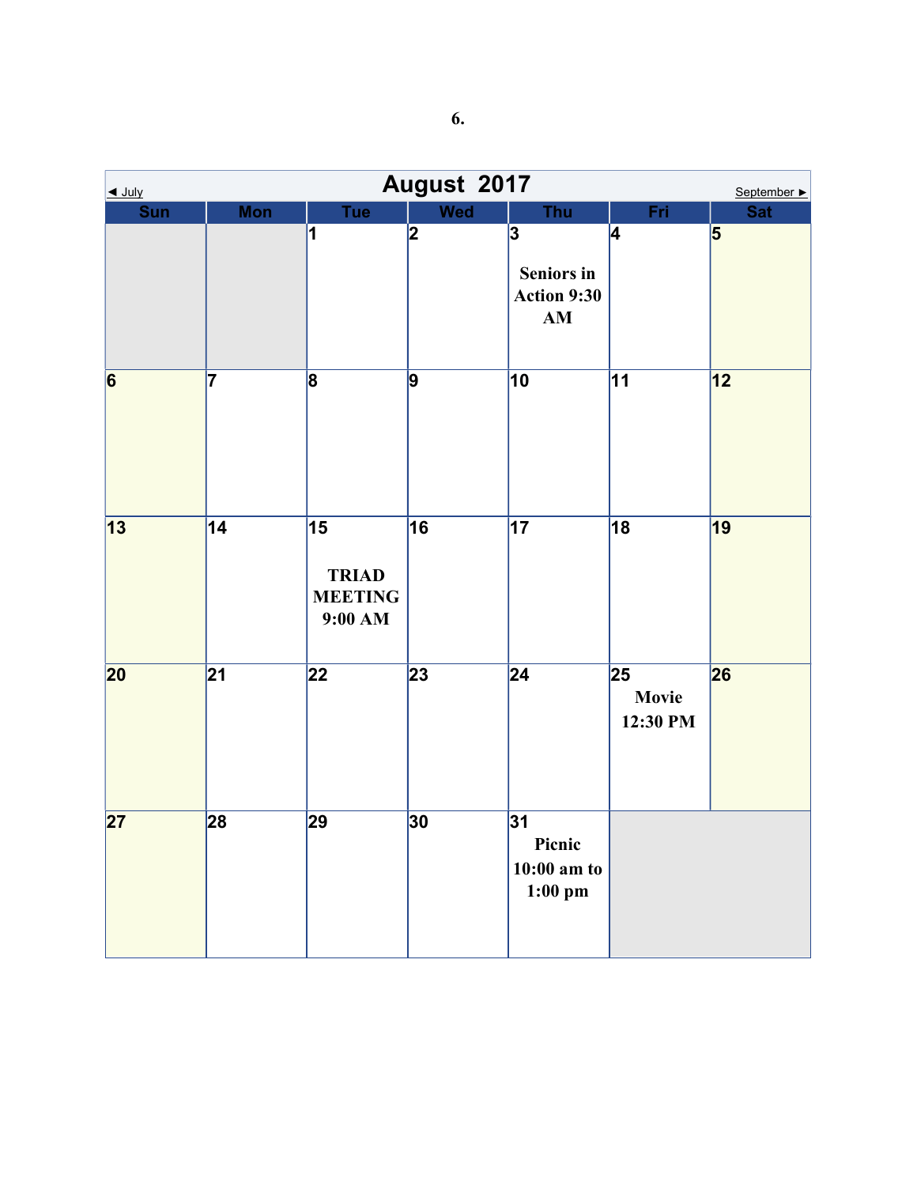# August 2017

◄ July | September ►

| Sun | Mon | Tue | Wed | Thu | Fri | Sat |
|---|---|---|---|---|---|---|
| | | 1 | 2 | 3<br>Seniors in Action 9:30 AM | 4 | 5 |
| 6 | 7 | 8 | 9 | 10 | 11 | 12 |
| 13 | 14 | 15<br>TRIAD MEETING 9:00 AM | 16 | 17 | 18 | 19 |
| 20 | 21 | 22 | 23 | 24 | 25<br>Movie 12:30 PM | 26 |
| 27 | 28 | 29 | 30 | 31<br>Picnic 10:00 am to 1:00 pm | | |